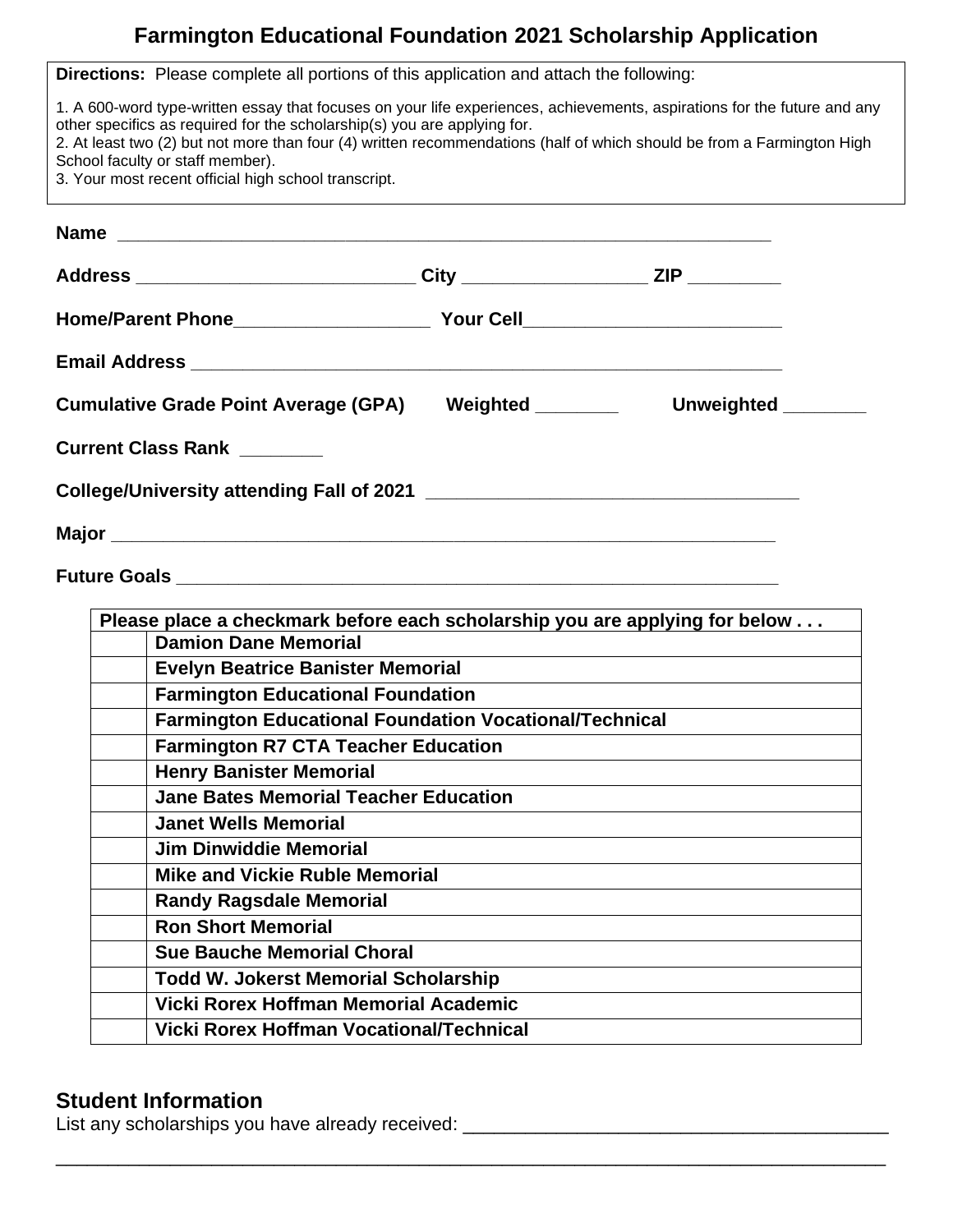# Farmington Educational Foundation 2021 Scholarship Application

**Directions:** Please complete all portions of this application and attach the following:

1. A 600-word type-written essay that focuses on your life experiences, achievements, aspirations for the future and any other specifics as required for the scholarship(s) you are applying for.
2. At least two (2) but not more than four (4) written recommendations (half of which should be from a Farmington High School faculty or staff member).
3. Your most recent official high school transcript.

**Name** ______________________________________________________________

**Address** ___________________________ **City** _________________ **ZIP** _________

**Home/Parent Phone**___________________ **Your Cell**_________________________

**Email Address** ______________________________________________________

**Cumulative Grade Point Average (GPA)** **Weighted** ________ **Unweighted** ________

**Current Class Rank** ________

**College/University attending Fall of 2021** ____________________________________

**Major** ______________________________________________________________

**Future Goals** ________________________________________________________

| Please place a checkmark before each scholarship you are applying for below . . . | |
|---|---|
| | **Damion Dane Memorial** |
| | **Evelyn Beatrice Banister Memorial** |
| | **Farmington Educational Foundation** |
| | **Farmington Educational Foundation Vocational/Technical** |
| | **Farmington R7 CTA Teacher Education** |
| | **Henry Banister Memorial** |
| | **Jane Bates Memorial Teacher Education** |
| | **Janet Wells Memorial** |
| | **Jim Dinwiddie Memorial** |
| | **Mike and Vickie Ruble Memorial** |
| | **Randy Ragsdale Memorial** |
| | **Ron Short Memorial** |
| | **Sue Bauche Memorial Choral** |
| | **Todd W. Jokerst Memorial Scholarship** |
| | **Vicki Rorex Hoffman Memorial Academic** |
| | **Vicki Rorex Hoffman Vocational/Technical** |

## Student Information

List any scholarships you have already received: ________________________________________

______________________________________________________________________________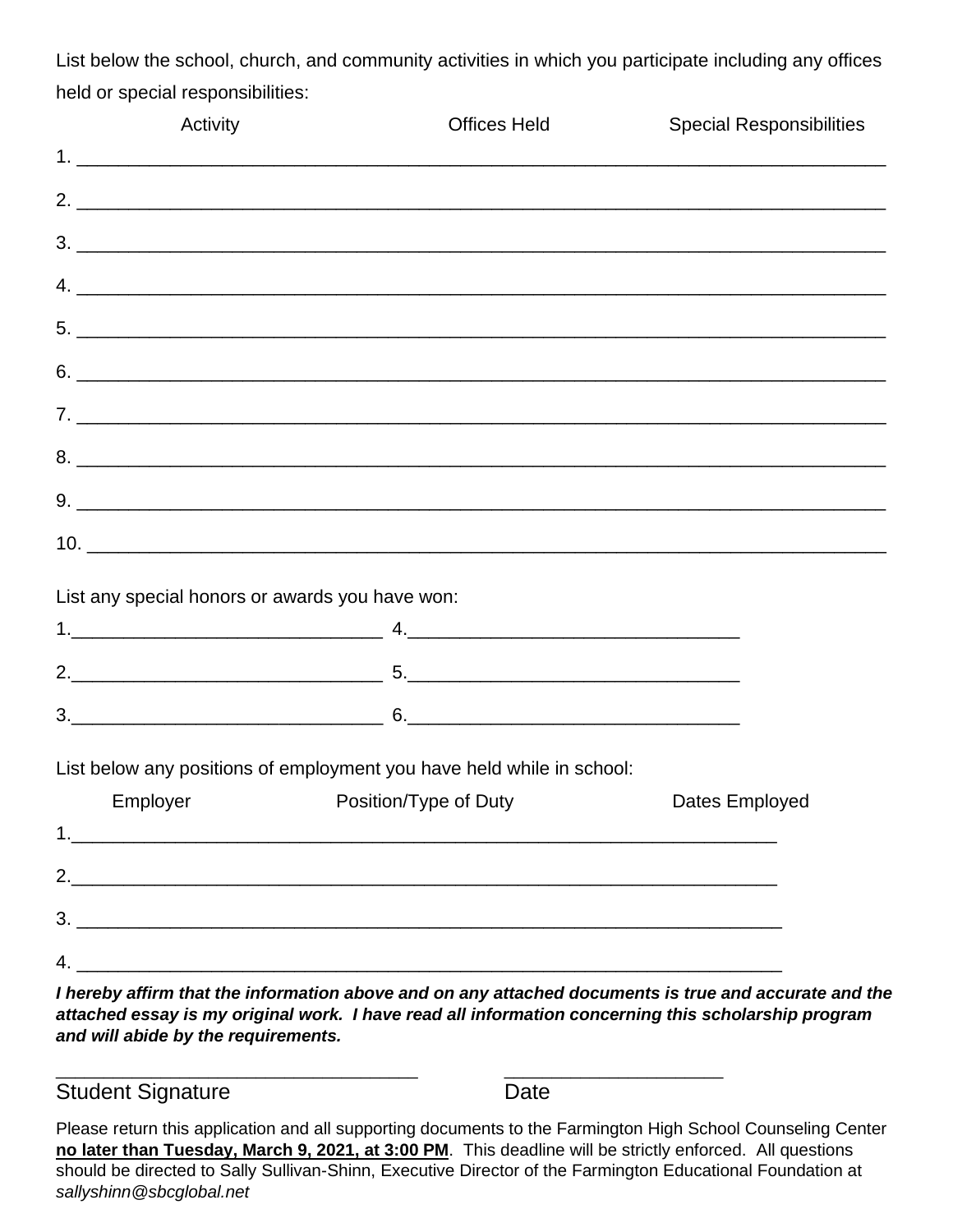List below the school, church, and community activities in which you participate including any offices held or special responsibilities:

| Activity | Offices Held | Special Responsibilities |
|---|---|---|
| 1. | | |
| 2. | | |
| 3. | | |
| 4. | | |
| 5. | | |
| 6. | | |
| 7. | | |
| 8. | | |
| 9. | | |
| 10. | | |

List any special honors or awards you have won:

| | |
|---|---|
| 1.______________________________ | 4.________________________________ |
| 2.______________________________ | 5.________________________________ |
| 3.______________________________ | 6.________________________________ |

List below any positions of employment you have held while in school:

| Employer | Position/Type of Duty | Dates Employed |
|---|---|---|
| 1. | | |
| 2. | | |
| 3. | | |
| 4. | | |

***I hereby affirm that the information above and on any attached documents is true and accurate and the attached essay is my original work. I have read all information concerning this scholarship program and will abide by the requirements.***

_________________________________ ____________________

Student Signature Date

Please return this application and all supporting documents to the Farmington High School Counseling Center **no later than Tuesday, March 9, 2021, at 3:00 PM**. This deadline will be strictly enforced. All questions should be directed to Sally Sullivan-Shinn, Executive Director of the Farmington Educational Foundation at *sallyshinn@sbcglobal.net*